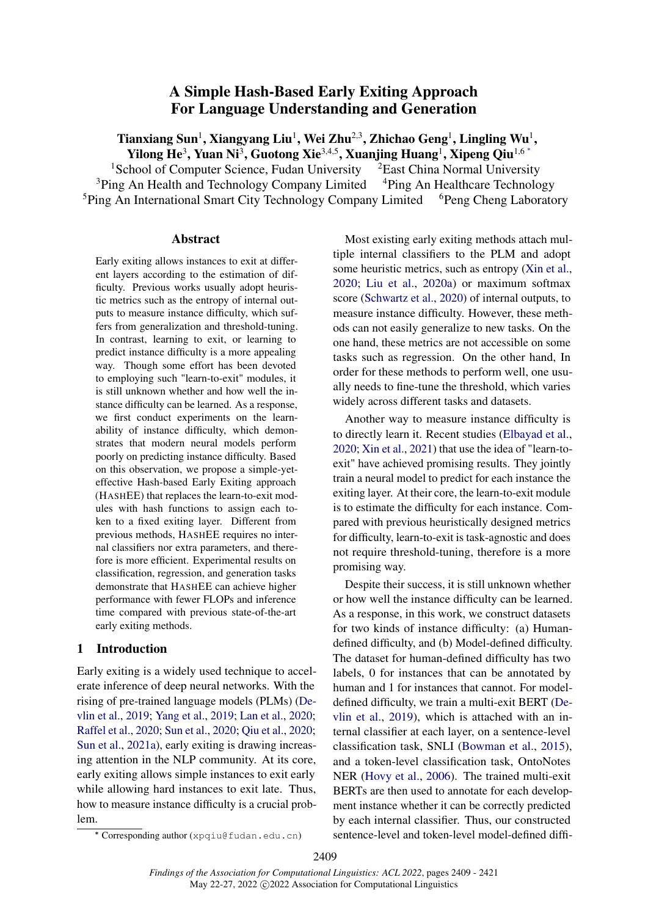# A Simple Hash-Based Early Exiting Approach For Language Understanding and Generation

**Tianxiang Sun**[1], **Xiangyang Liu**[1], **Wei Zhu**[2,3], **Zhichao Geng**[1], **Lingling Wu**[1], **Yilong He**[3], **Yuan Ni**[3], **Guotong Xie**[3,4,5], **Xuanjing Huang**[1], **Xipeng Qiu**[1,6 *]

[1]School of Computer Science, Fudan University [2]East China Normal University
[3]Ping An Health and Technology Company Limited [4]Ping An Healthcare Technology
[5]Ping An International Smart City Technology Company Limited [6]Peng Cheng Laboratory

## Abstract

Early exiting allows instances to exit at different layers according to the estimation of difficulty. Previous works usually adopt heuristic metrics such as the entropy of internal outputs to measure instance difficulty, which suffers from generalization and threshold-tuning. In contrast, learning to exit, or learning to predict instance difficulty is a more appealing way. Though some effort has been devoted to employing such "learn-to-exit" modules, it is still unknown whether and how well the instance difficulty can be learned. As a response, we first conduct experiments on the learnability of instance difficulty, which demonstrates that modern neural models perform poorly on predicting instance difficulty. Based on this observation, we propose a simple-yet-effective Hash-based Early Exiting approach (HASHEE) that replaces the learn-to-exit modules with hash functions to assign each token to a fixed exiting layer. Different from previous methods, HASHEE requires no internal classifiers nor extra parameters, and therefore is more efficient. Experimental results on classification, regression, and generation tasks demonstrate that HASHEE can achieve higher performance with fewer FLOPs and inference time compared with previous state-of-the-art early exiting methods.

## 1 Introduction

Early exiting is a widely used technique to accelerate inference of deep neural networks. With the rising of pre-trained language models (PLMs) (Devlin et al., 2019; Yang et al., 2019; Lan et al., 2020; Raffel et al., 2020; Sun et al., 2020; Qiu et al., 2020; Sun et al., 2021a), early exiting is drawing increasing attention in the NLP community. At its core, early exiting allows simple instances to exit early while allowing hard instances to exit late. Thus, how to measure instance difficulty is a crucial problem.

Most existing early exiting methods attach multiple internal classifiers to the PLM and adopt some heuristic metrics, such as entropy (Xin et al., 2020; Liu et al., 2020a) or maximum softmax score (Schwartz et al., 2020) of internal outputs, to measure instance difficulty. However, these methods can not easily generalize to new tasks. On the one hand, these metrics are not accessible on some tasks such as regression. On the other hand, In order for these methods to perform well, one usually needs to fine-tune the threshold, which varies widely across different tasks and datasets.

Another way to measure instance difficulty is to directly learn it. Recent studies (Elbayad et al., 2020; Xin et al., 2021) that use the idea of "learn-to-exit" have achieved promising results. They jointly train a neural model to predict for each instance the exiting layer. At their core, the learn-to-exit module is to estimate the difficulty for each instance. Compared with previous heuristically designed metrics for difficulty, learn-to-exit is task-agnostic and does not require threshold-tuning, therefore is a more promising way.

Despite their success, it is still unknown whether or how well the instance difficulty can be learned. As a response, in this work, we construct datasets for two kinds of instance difficulty: (a) Human-defined difficulty, and (b) Model-defined difficulty. The dataset for human-defined difficulty has two labels, 0 for instances that can be annotated by human and 1 for instances that cannot. For model-defined difficulty, we train a multi-exit BERT (Devlin et al., 2019), which is attached with an internal classifier at each layer, on a sentence-level classification task, SNLI (Bowman et al., 2015), and a token-level classification task, OntoNotes NER (Hovy et al., 2006). The trained multi-exit BERTs are then used to annotate for each development instance whether it can be correctly predicted by each internal classifier. Thus, our constructed sentence-level and token-level model-defined diffi-

---

* Corresponding author (xpqiu@fudan.edu.cn)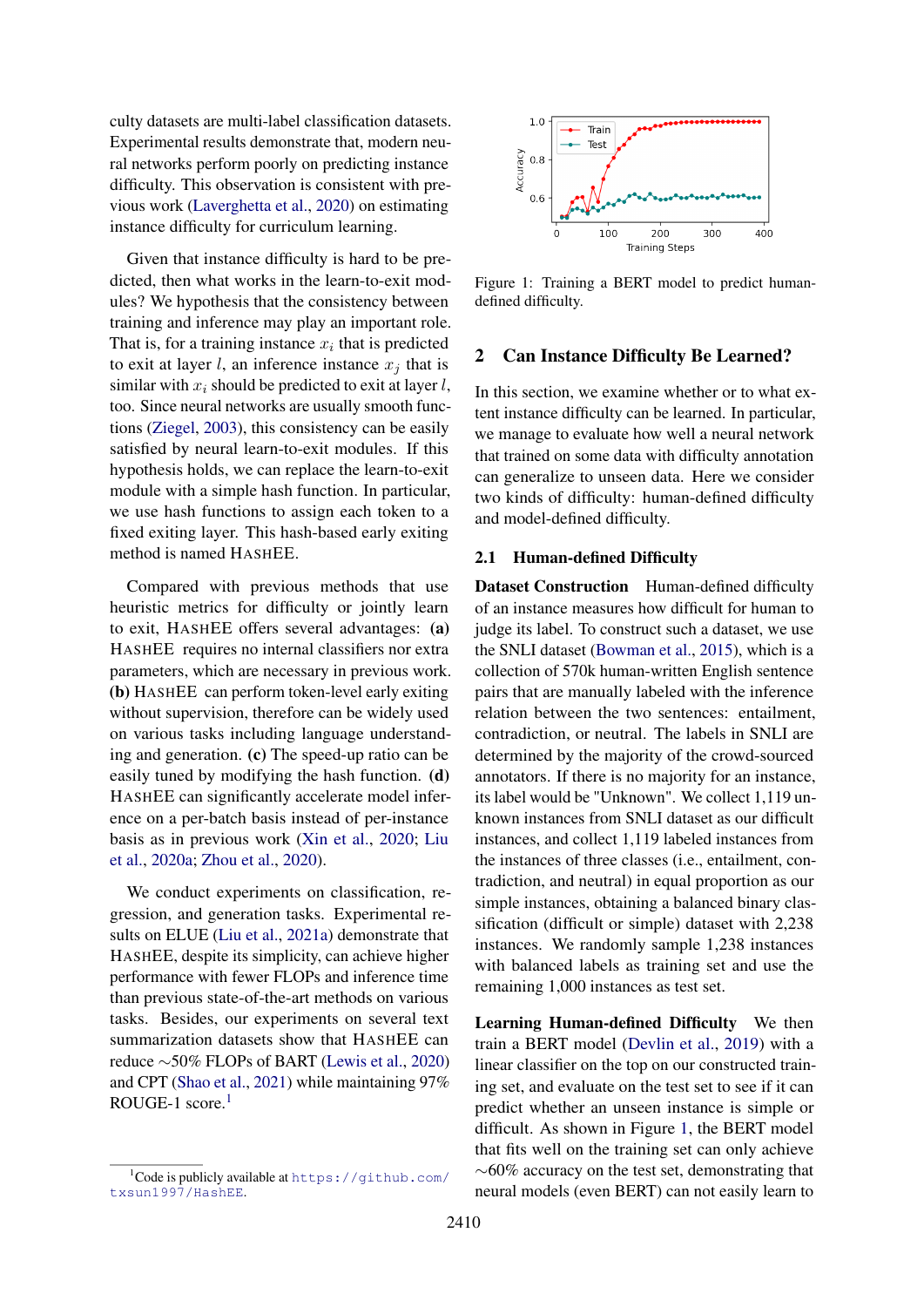culty datasets are multi-label classification datasets. Experimental results demonstrate that, modern neural networks perform poorly on predicting instance difficulty. This observation is consistent with previous work (Laverghetta et al., 2020) on estimating instance difficulty for curriculum learning.

Given that instance difficulty is hard to be predicted, then what works in the learn-to-exit modules? We hypothesis that the consistency between training and inference may play an important role. That is, for a training instance $x_i$ that is predicted to exit at layer $l$, an inference instance $x_j$ that is similar with $x_i$ should be predicted to exit at layer $l$, too. Since neural networks are usually smooth functions (Ziegel, 2003), this consistency can be easily satisfied by neural learn-to-exit modules. If this hypothesis holds, we can replace the learn-to-exit module with a simple hash function. In particular, we use hash functions to assign each token to a fixed exiting layer. This hash-based early exiting method is named HASHEE.

Compared with previous methods that use heuristic metrics for difficulty or jointly learn to exit, HASHEE offers several advantages: **(a)** HASHEE requires no internal classifiers nor extra parameters, which are necessary in previous work. **(b)** HASHEE can perform token-level early exiting without supervision, therefore can be widely used on various tasks including language understanding and generation. **(c)** The speed-up ratio can be easily tuned by modifying the hash function. **(d)** HASHEE can significantly accelerate model inference on a per-batch basis instead of per-instance basis as in previous work (Xin et al., 2020; Liu et al., 2020a; Zhou et al., 2020).

We conduct experiments on classification, regression, and generation tasks. Experimental results on ELUE (Liu et al., 2021a) demonstrate that HASHEE, despite its simplicity, can achieve higher performance with fewer FLOPs and inference time than previous state-of-the-art methods on various tasks. Besides, our experiments on several text summarization datasets show that HASHEE can reduce ~50% FLOPs of BART (Lewis et al., 2020) and CPT (Shao et al., 2021) while maintaining 97% ROUGE-1 score.[1]

[1]Code is publicly available at https://github.com/txsun1997/HashEE.

Figure 1: Training a BERT model to predict human-defined difficulty.

## 2 Can Instance Difficulty Be Learned?

In this section, we examine whether or to what extent instance difficulty can be learned. In particular, we manage to evaluate how well a neural network that trained on some data with difficulty annotation can generalize to unseen data. Here we consider two kinds of difficulty: human-defined difficulty and model-defined difficulty.

### 2.1 Human-defined Difficulty

**Dataset Construction** Human-defined difficulty of an instance measures how difficult for human to judge its label. To construct such a dataset, we use the SNLI dataset (Bowman et al., 2015), which is a collection of 570k human-written English sentence pairs that are manually labeled with the inference relation between the two sentences: entailment, contradiction, or neutral. The labels in SNLI are determined by the majority of the crowd-sourced annotators. If there is no majority for an instance, its label would be "Unknown". We collect 1,119 unknown instances from SNLI dataset as our difficult instances, and collect 1,119 labeled instances from the instances of three classes (i.e., entailment, contradiction, and neutral) in equal proportion as our simple instances, obtaining a balanced binary classification (difficult or simple) dataset with 2,238 instances. We randomly sample 1,238 instances with balanced labels as training set and use the remaining 1,000 instances as test set.

**Learning Human-defined Difficulty** We then train a BERT model (Devlin et al., 2019) with a linear classifier on the top on our constructed training set, and evaluate on the test set to see if it can predict whether an unseen instance is simple or difficult. As shown in Figure 1, the BERT model that fits well on the training set can only achieve ~60% accuracy on the test set, demonstrating that neural models (even BERT) can not easily learn to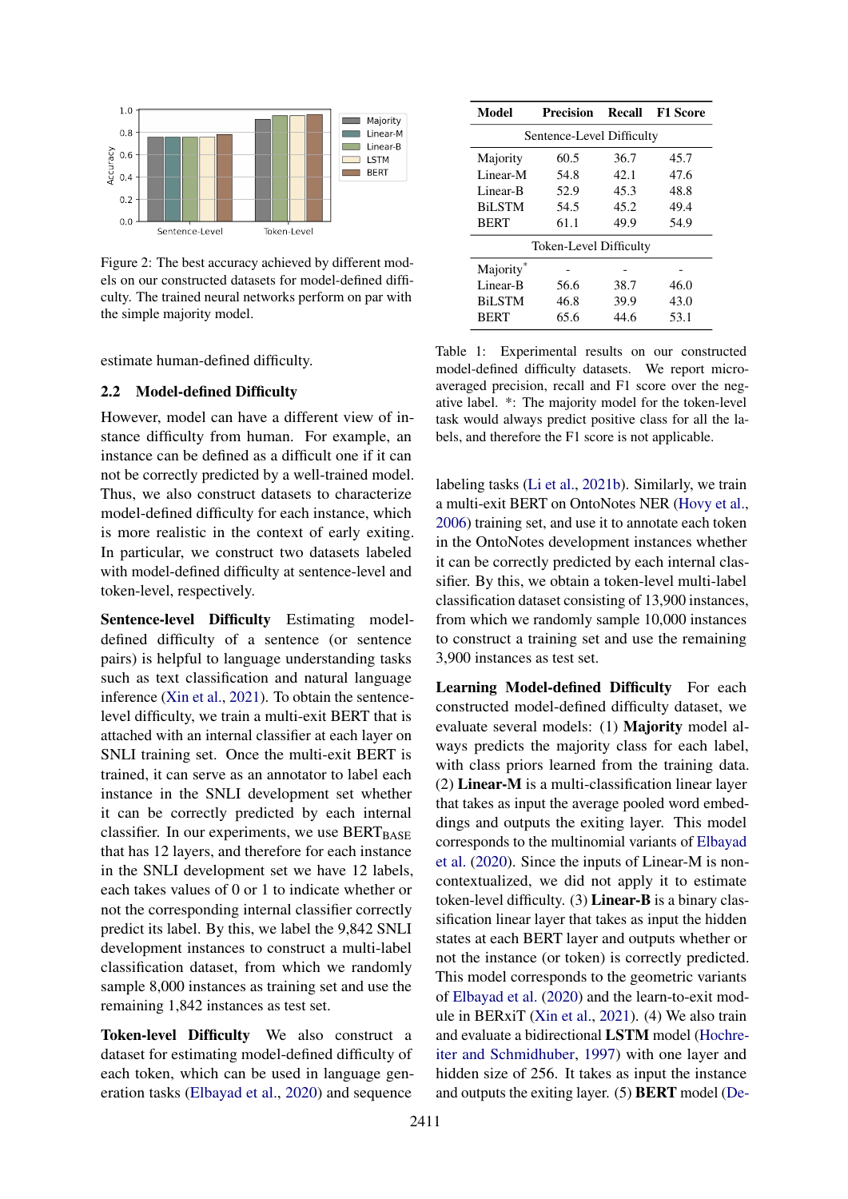Figure 2: The best accuracy achieved by different models on our constructed datasets for model-defined difficulty. The trained neural networks perform on par with the simple majority model.

estimate human-defined difficulty.

## 2.2 Model-defined Difficulty

However, model can have a different view of instance difficulty from human. For example, an instance can be defined as a difficult one if it can not be correctly predicted by a well-trained model. Thus, we also construct datasets to characterize model-defined difficulty for each instance, which is more realistic in the context of early exiting. In particular, we construct two datasets labeled with model-defined difficulty at sentence-level and token-level, respectively.

**Sentence-level Difficulty** Estimating model-defined difficulty of a sentence (or sentence pairs) is helpful to language understanding tasks such as text classification and natural language inference (Xin et al., 2021). To obtain the sentence-level difficulty, we train a multi-exit BERT that is attached with an internal classifier at each layer on SNLI training set. Once the multi-exit BERT is trained, it can serve as an annotator to label each instance in the SNLI development set whether it can be correctly predicted by each internal classifier. In our experiments, we use $\text{BERT}_{\text{BASE}}$ that has 12 layers, and therefore for each instance in the SNLI development set we have 12 labels, each takes values of 0 or 1 to indicate whether or not the corresponding internal classifier correctly predict its label. By this, we label the 9,842 SNLI development instances to construct a multi-label classification dataset, from which we randomly sample 8,000 instances as training set and use the remaining 1,842 instances as test set.

**Token-level Difficulty** We also construct a dataset for estimating model-defined difficulty of each token, which can be used in language generation tasks (Elbayad et al., 2020) and sequence labeling tasks (Li et al., 2021b). Similarly, we train a multi-exit BERT on OntoNotes NER (Hovy et al., 2006) training set, and use it to annotate each token in the OntoNotes development set whether it can be correctly predicted by each internal classifier. By this, we obtain a token-level multi-label classification dataset consisting of 13,900 instances, from which we randomly sample 10,000 instances to construct a training set and use the remaining 3,900 instances as test set.

| Model | Precision | Recall | F1 Score |
|---|---|---|---|
| *Sentence-Level Difficulty* | | | |
| Majority | 60.5 | 36.7 | 45.7 |
| Linear-M | 54.8 | 42.1 | 47.6 |
| Linear-B | 52.9 | 45.3 | 48.8 |
| BiLSTM | 54.5 | 45.2 | 49.4 |
| BERT | 61.1 | 49.9 | 54.9 |
| *Token-Level Difficulty* | | | |
| Majority* | - | - | - |
| Linear-B | 56.6 | 38.7 | 46.0 |
| BiLSTM | 46.8 | 39.9 | 43.0 |
| BERT | 65.6 | 44.6 | 53.1 |

Table 1: Experimental results on our constructed model-defined difficulty datasets. We report micro-averaged precision, recall and F1 score over the negative label. *: The majority model for the token-level task would always predict positive class for all the labels, and therefore the F1 score is not applicable.

**Learning Model-defined Difficulty** For each constructed model-defined difficulty dataset, we evaluate several models: (1) **Majority** model always predicts the majority class for each label, with class priors learned from the training data. (2) **Linear-M** is a multi-classification linear layer that takes as input the average pooled word embeddings and outputs the exiting layer. This model corresponds to the multinomial variants of Elbayad et al. (2020). Since the inputs of Linear-M is non-contextualized, we did not apply it to estimate token-level difficulty. (3) **Linear-B** is a binary classification linear layer that takes as input the hidden states at each BERT layer and outputs whether or not the instance (or token) is correctly predicted. This model corresponds to the geometric variants of Elbayad et al. (2020) and the learn-to-exit module in BERxiT (Xin et al., 2021). (4) We also train and evaluate a bidirectional **LSTM** model (Hochreiter and Schmidhuber, 1997) with one layer and hidden size of 256. It takes as input the instance and outputs the exiting layer. (5) **BERT** model (De-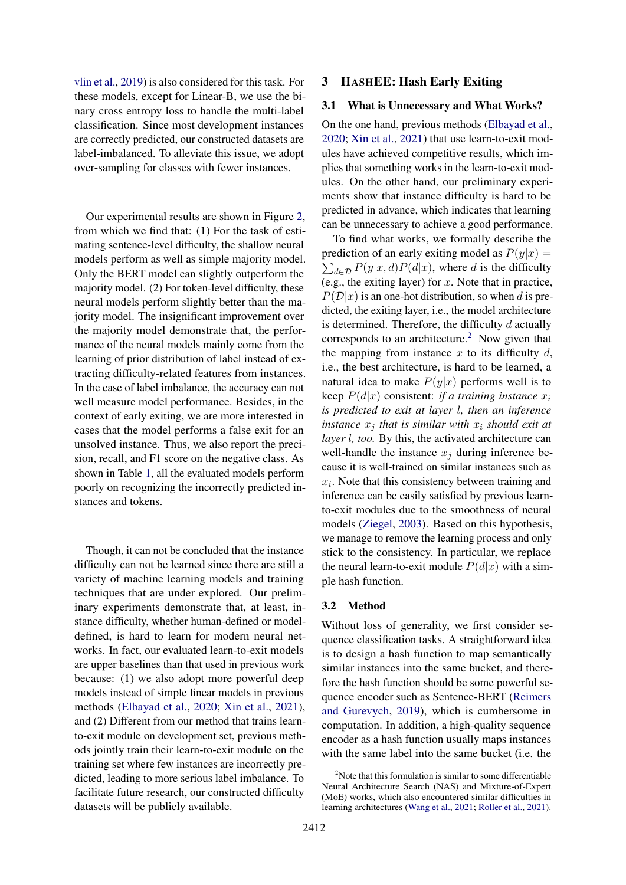vlin et al., 2019) is also considered for this task. For these models, except for Linear-B, we use the binary cross entropy loss to handle the multi-label classification. Since most development instances are correctly predicted, our constructed datasets are label-imbalanced. To alleviate this issue, we adopt over-sampling for classes with fewer instances.

Our experimental results are shown in Figure 2, from which we find that: (1) For the task of estimating sentence-level difficulty, the shallow neural models perform as well as simple majority model. Only the BERT model can slightly outperform the majority model. (2) For token-level difficulty, these neural models perform slightly better than the majority model. The insignificant improvement over the majority model demonstrate that, the performance of the neural models mainly come from the learning of prior distribution of label instead of extracting difficulty-related features from instances. In the case of label imbalance, the accuracy can not well measure model performance. Besides, in the context of early exiting, we are more interested in cases that the model performs a false exit for an unsolved instance. Thus, we also report the precision, recall, and F1 score on the negative class. As shown in Table 1, all the evaluated models perform poorly on recognizing the incorrectly predicted instances and tokens.

Though, it can not be concluded that the instance difficulty can not be learned since there are still a variety of machine learning models and training techniques that are under explored. Our preliminary experiments demonstrate that, at least, instance difficulty, whether human-defined or model-defined, is hard to learn for modern neural networks. In fact, our evaluated learn-to-exit models are upper baselines than that used in previous work because: (1) we also adopt more powerful deep models instead of simple linear models in previous methods (Elbayad et al., 2020; Xin et al., 2021), and (2) Different from our method that trains learn-to-exit module on development set, previous methods jointly train their learn-to-exit module on the training set where few instances are incorrectly predicted, leading to more serious label imbalance. To facilitate future research, our constructed difficulty datasets will be publicly available.

## 3 HashEE: Hash Early Exiting

### 3.1 What is Unnecessary and What Works?

On the one hand, previous methods (Elbayad et al., 2020; Xin et al., 2021) that use learn-to-exit modules have achieved competitive results, which implies that something works in the learn-to-exit modules. On the other hand, our preliminary experiments show that instance difficulty is hard to be predicted in advance, which indicates that learning can be unnecessary to achieve a good performance.

To find what works, we formally describe the prediction of an early exiting model as $P(y|x) = \sum_{d \in \mathcal{D}} P(y|x,d)P(d|x)$, where $d$ is the difficulty (e.g., the exiting layer) for $x$. Note that in practice, $P(\mathcal{D}|x)$ is an one-hot distribution, so when $d$ is predicted, the exiting layer, i.e., the model architecture is determined. Therefore, the difficulty $d$ actually corresponds to an architecture.[2] Now given that the mapping from instance $x$ to its difficulty $d$, i.e., the best architecture, is hard to be learned, a natural idea to make $P(y|x)$ performs well is to keep $P(d|x)$ consistent: *if a training instance $x_i$ is predicted to exit at layer $l$, then an inference instance $x_j$ that is similar with $x_i$ should exit at layer $l$, too.* By this, the activated architecture can well-handle the instance $x_j$ during inference because it is well-trained on similar instances such as $x_i$. Note that this consistency between training and inference can be easily satisfied by previous learn-to-exit modules due to the smoothness of neural models (Ziegel, 2003). Based on this hypothesis, we manage to remove the learning process and only stick to the consistency. In particular, we replace the neural learn-to-exit module $P(d|x)$ with a simple hash function.

### 3.2 Method

Without loss of generality, we first consider sequence classification tasks. A straightforward idea is to design a hash function to map semantically similar instances into the same bucket, and therefore the hash function should be some powerful sequence encoder such as Sentence-BERT (Reimers and Gurevych, 2019), which is cumbersome in computation. In addition, a high-quality sequence encoder as a hash function usually maps instances with the same label into the same bucket (i.e. the

[2]Note that this formulation is similar to some differentiable Neural Architecture Search (NAS) and Mixture-of-Expert (MoE) works, which also encountered similar difficulties in learning architectures (Wang et al., 2021; Roller et al., 2021).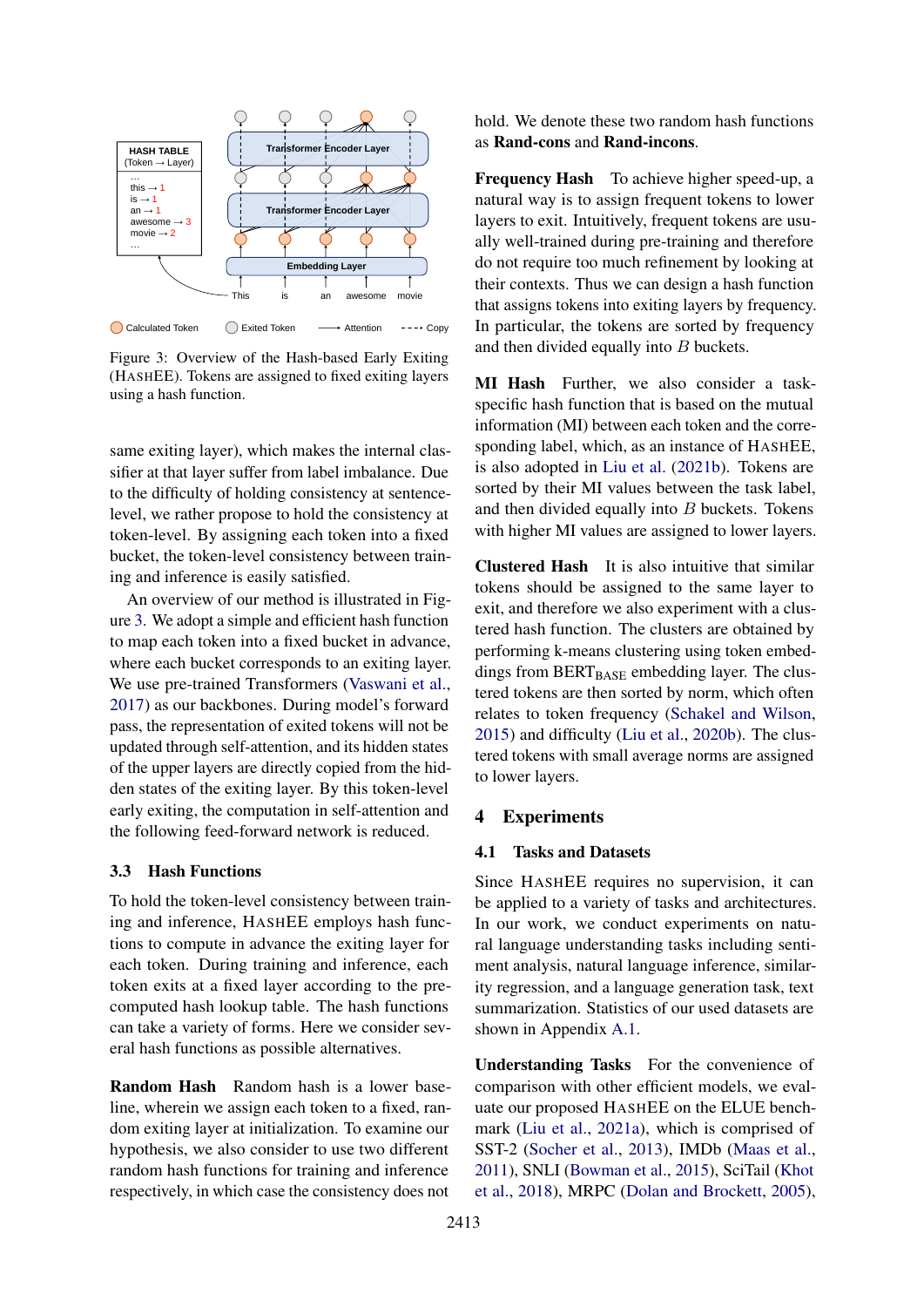Figure 3: Overview of the Hash-based Early Exiting (HASHEE). Tokens are assigned to fixed exiting layers using a hash function.

same exiting layer), which makes the internal classifier at that layer suffer from label imbalance. Due to the difficulty of holding consistency at sentence-level, we rather propose to hold the consistency at token-level. By assigning each token into a fixed bucket, the token-level consistency between training and inference is easily satisfied.

An overview of our method is illustrated in Figure 3. We adopt a simple and efficient hash function to map each token into a fixed bucket in advance, where each bucket corresponds to an exiting layer. We use pre-trained Transformers (Vaswani et al., 2017) as our backbones. During model's forward pass, the representation of exited tokens will not be updated through self-attention, and its hidden states of the upper layers are directly copied from the hidden states of the exiting layer. By this token-level early exiting, the computation in self-attention and the following feed-forward network is reduced.

### 3.3 Hash Functions

To hold the token-level consistency between training and inference, HASHEE employs hash functions to compute in advance the exiting layer for each token. During training and inference, each token exits at a fixed layer according to the pre-computed hash lookup table. The hash functions can take a variety of forms. Here we consider several hash functions as possible alternatives.

**Random Hash** Random hash is a lower baseline, wherein we assign each token to a fixed, random exiting layer at initialization. To examine our hypothesis, we also consider to use two different random hash functions for training and inference respectively, in which case the consistency does not hold. We denote these two random hash functions as **Rand-cons** and **Rand-incons**.

**Frequency Hash** To achieve higher speed-up, a natural way is to assign frequent tokens to lower layers to exit. Intuitively, frequent tokens are usually well-trained during pre-training and therefore do not require too much refinement by looking at their contexts. Thus we can design a hash function that assigns tokens into exiting layers by frequency. In particular, the tokens are sorted by frequency and then divided equally into $B$ buckets.

**MI Hash** Further, we also consider a task-specific hash function that is based on the mutual information (MI) between each token and the corresponding label, which, as an instance of HASHEE, is also adopted in Liu et al. (2021b). Tokens are sorted by their MI values between the task label, and then divided equally into $B$ buckets. Tokens with higher MI values are assigned to lower layers.

**Clustered Hash** It is also intuitive that similar tokens should be assigned to the same layer to exit, and therefore we also experiment with a clustered hash function. The clusters are obtained by performing k-means clustering using token embeddings from BERT$_{\text{BASE}}$ embedding layer. The clustered tokens are then sorted by norm, which often relates to token frequency (Schakel and Wilson, 2015) and difficulty (Liu et al., 2020b). The clustered tokens with small average norms are assigned to lower layers.

## 4 Experiments

### 4.1 Tasks and Datasets

Since HASHEE requires no supervision, it can be applied to a variety of tasks and architectures. In our work, we conduct experiments on natural language understanding tasks including sentiment analysis, natural language inference, similarity regression, and a language generation task, text summarization. Statistics of our used datasets are shown in Appendix A.1.

**Understanding Tasks** For the convenience of comparison with other efficient models, we evaluate our proposed HASHEE on the ELUE benchmark (Liu et al., 2021a), which is comprised of SST-2 (Socher et al., 2013), IMDb (Maas et al., 2011), SNLI (Bowman et al., 2015), SciTail (Khot et al., 2018), MRPC (Dolan and Brockett, 2005),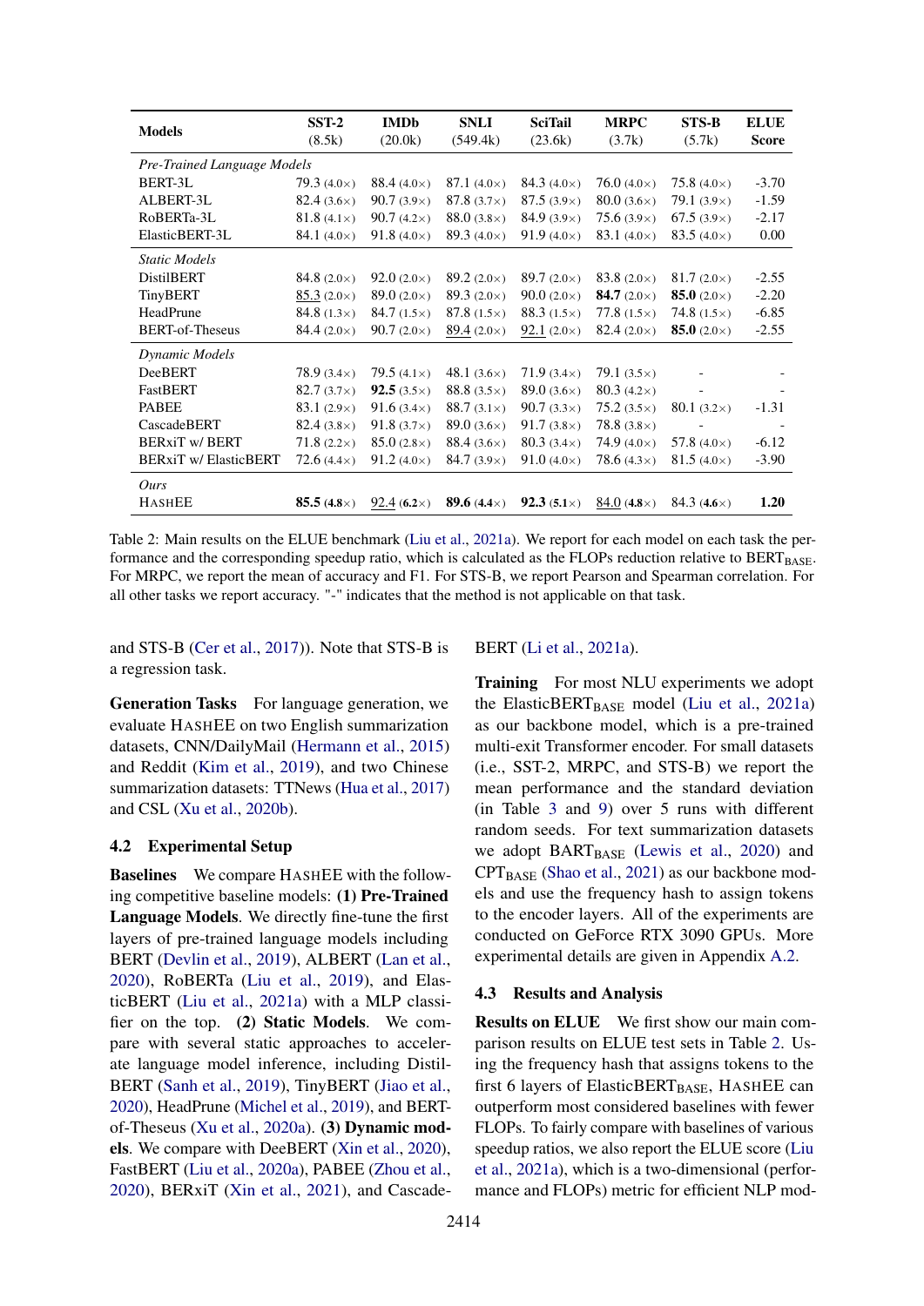| Models | SST-2 (8.5k) | IMDb (20.0k) | SNLI (549.4k) | SciTail (23.6k) | MRPC (3.7k) | STS-B (5.7k) | ELUE Score |
|---|---|---|---|---|---|---|---|
| *Pre-Trained Language Models* | | | | | | | |
| BERT-3L | 79.3 (4.0×) | 88.4 (4.0×) | 87.1 (4.0×) | 84.3 (4.0×) | 76.0 (4.0×) | 75.8 (4.0×) | -3.70 |
| ALBERT-3L | 82.4 (3.6×) | 90.7 (3.9×) | 87.8 (3.7×) | 87.5 (3.9×) | 80.0 (3.6×) | 79.1 (3.9×) | -1.59 |
| RoBERTa-3L | 81.8 (4.1×) | 90.7 (4.2×) | 88.0 (3.8×) | 84.9 (3.9×) | 75.6 (3.9×) | 67.5 (3.9×) | -2.17 |
| ElasticBERT-3L | 84.1 (4.0×) | 91.8 (4.0×) | 89.3 (4.0×) | 91.9 (4.0×) | 83.1 (4.0×) | 83.5 (4.0×) | 0.00 |
| *Static Models* | | | | | | | |
| DistilBERT | 84.8 (2.0×) | 92.0 (2.0×) | 89.2 (2.0×) | 89.7 (2.0×) | 83.8 (2.0×) | 81.7 (2.0×) | -2.55 |
| TinyBERT | <u>85.3</u> (2.0×) | 89.0 (2.0×) | 89.3 (2.0×) | 90.0 (2.0×) | **84.7** (2.0×) | **85.0** (2.0×) | -2.20 |
| HeadPrune | 84.8 (1.3×) | 84.7 (1.5×) | 87.8 (1.5×) | 88.3 (1.5×) | 77.8 (1.5×) | 74.8 (1.5×) | -6.85 |
| BERT-of-Theseus | 84.4 (2.0×) | 90.7 (2.0×) | <u>89.4</u> (2.0×) | <u>92.1</u> (2.0×) | 82.4 (2.0×) | **85.0** (2.0×) | -2.55 |
| *Dynamic Models* | | | | | | | |
| DeeBERT | 78.9 (3.4×) | 79.5 (4.1×) | 48.1 (3.6×) | 71.9 (3.4×) | 79.1 (3.5×) | - | - |
| FastBERT | 82.7 (3.7×) | **92.5** (3.5×) | 88.8 (3.5×) | 89.0 (3.6×) | 80.3 (4.2×) | - | - |
| PABEE | 83.1 (2.9×) | 91.6 (3.4×) | 88.7 (3.1×) | 90.7 (3.3×) | 75.2 (3.5×) | 80.1 (3.2×) | -1.31 |
| CascadeBERT | 82.4 (3.8×) | 91.8 (3.7×) | 89.0 (3.6×) | 91.7 (3.8×) | 78.8 (3.8×) | - | - |
| BERxiT w/ BERT | 71.8 (2.2×) | 85.0 (2.8×) | 88.4 (3.6×) | 80.3 (3.4×) | 74.9 (4.0×) | 57.8 (4.0×) | -6.12 |
| BERxiT w/ ElasticBERT | 72.6 (4.4×) | 91.2 (4.0×) | 84.7 (3.9×) | 91.0 (4.0×) | 78.6 (4.3×) | 81.5 (4.0×) | -3.90 |
| *Ours* | | | | | | | |
| HASHEE | **85.5** **(4.8×)** | <u>92.4</u> **(6.2×)** | **89.6** **(4.4×)** | **92.3** **(5.1×)** | <u>84.0</u> **(4.8×)** | 84.3 **(4.6×)** | **1.20** |

Table 2: Main results on the ELUE benchmark (Liu et al., 2021a). We report for each model on each task the performance and the corresponding speedup ratio, which is calculated as the FLOPs reduction relative to $\text{BERT}_{\text{BASE}}$. For MRPC, we report the mean of accuracy and F1. For STS-B, we report Pearson and Spearman correlation. For all other tasks we report accuracy. "-" indicates that the method is not applicable on that task.

and STS-B (Cer et al., 2017)). Note that STS-B is a regression task.

**Generation Tasks** For language generation, we evaluate HASHEE on two English summarization datasets, CNN/DailyMail (Hermann et al., 2015) and Reddit (Kim et al., 2019), and two Chinese summarization datasets: TTNews (Hua et al., 2017) and CSL (Xu et al., 2020b).

### 4.2 Experimental Setup

**Baselines** We compare HASHEE with the following competitive baseline models: **(1) Pre-Trained Language Models**. We directly fine-tune the first layers of pre-trained language models including BERT (Devlin et al., 2019), ALBERT (Lan et al., 2020), RoBERTa (Liu et al., 2019), and ElasticBERT (Liu et al., 2021a) with a MLP classifier on the top. **(2) Static Models**. We compare with several static approaches to accelerate language model inference, including DistilBERT (Sanh et al., 2019), TinyBERT (Jiao et al., 2020), HeadPrune (Michel et al., 2019), and BERT-of-Theseus (Xu et al., 2020a). **(3) Dynamic models**. We compare with DeeBERT (Xin et al., 2020), FastBERT (Liu et al., 2020a), PABEE (Zhou et al., 2020), BERxiT (Xin et al., 2021), and CascadeBERT (Li et al., 2021a).

**Training** For most NLU experiments we adopt the $\text{ElasticBERT}_{\text{BASE}}$ model (Liu et al., 2021a) as our backbone model, which is a pre-trained multi-exit Transformer encoder. For small datasets (i.e., SST-2, MRPC, and STS-B) we report the mean performance and the standard deviation (in Table 3 and 9) over 5 runs with different random seeds. For text summarization datasets we adopt $\text{BART}_{\text{BASE}}$ (Lewis et al., 2020) and $\text{CPT}_{\text{BASE}}$ (Shao et al., 2021) as our backbone models and use the frequency hash to assign tokens to the encoder layers. All of the experiments are conducted on GeForce RTX 3090 GPUs. More experimental details are given in Appendix A.2.

### 4.3 Results and Analysis

**Results on ELUE** We first show our main comparison results on ELUE test sets in Table 2. Using the frequency hash that assigns tokens to the first 6 layers of $\text{ElasticBERT}_{\text{BASE}}$, HASHEE can outperform most considered baselines with fewer FLOPs. To fairly compare with baselines of various speedup ratios, we also report the ELUE score (Liu et al., 2021a), which is a two-dimensional (performance and FLOPs) metric for efficient NLP mod-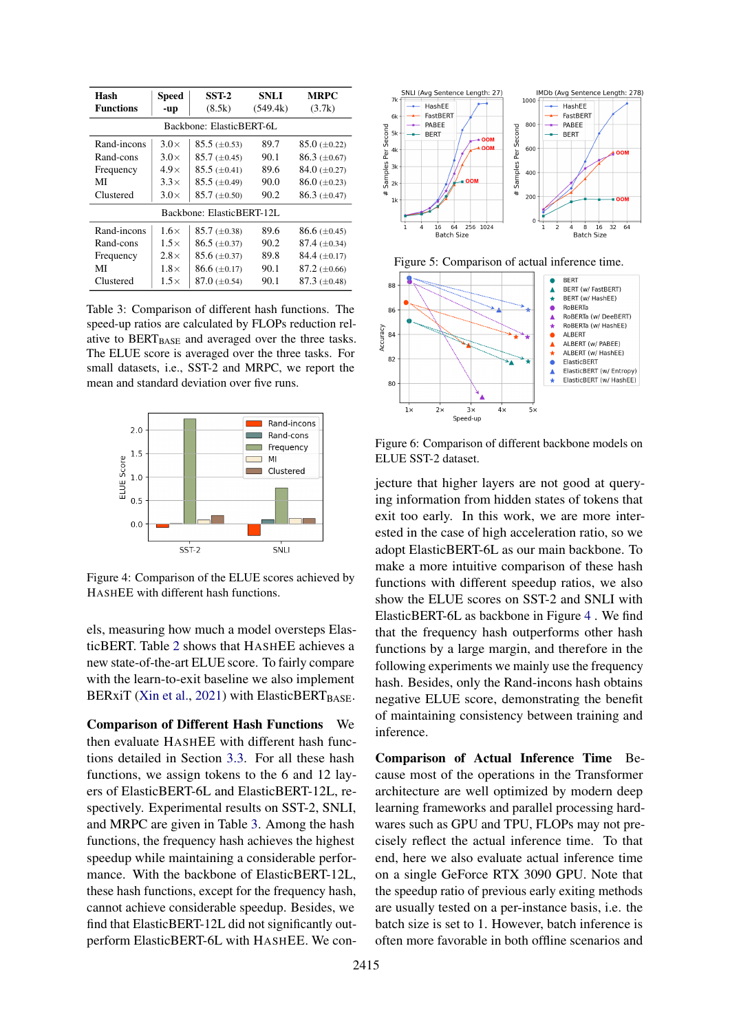| Hash Functions | Speed -up | SST-2 (8.5k) | SNLI (549.4k) | MRPC (3.7k) |
|---|---|---|---|---|
| Backbone: ElasticBERT-6L | | | | |
| Rand-incons | 3.0× | 85.5 (±0.53) | 89.7 | 85.0 (±0.22) |
| Rand-cons | 3.0× | 85.7 (±0.45) | 90.1 | 86.3 (±0.67) |
| Frequency | 4.9× | 85.5 (±0.41) | 89.6 | 84.0 (±0.27) |
| MI | 3.3× | 85.5 (±0.49) | 90.0 | 86.0 (±0.23) |
| Clustered | 3.0× | 85.7 (±0.50) | 90.2 | 86.3 (±0.47) |
| Backbone: ElasticBERT-12L | | | | |
| Rand-incons | 1.6× | 85.7 (±0.38) | 89.6 | 86.6 (±0.45) |
| Rand-cons | 1.5× | 86.5 (±0.37) | 90.2 | 87.4 (±0.34) |
| Frequency | 2.8× | 85.6 (±0.37) | 89.8 | 84.4 (±0.17) |
| MI | 1.8× | 86.6 (±0.17) | 90.1 | 87.2 (±0.66) |
| Clustered | 1.5× | 87.0 (±0.54) | 90.1 | 87.3 (±0.48) |

Table 3: Comparison of different hash functions. The speed-up ratios are calculated by FLOPs reduction relative to $\text{BERT}_{\text{BASE}}$ and averaged over the three tasks. The ELUE score is averaged over the three tasks. For small datasets, i.e., SST-2 and MRPC, we report the mean and standard deviation over five runs.

Figure 4: Comparison of the ELUE scores achieved by HashEE with different hash functions.

els, measuring how much a model oversteps ElasticBERT. Table 2 shows that HashEE achieves a new state-of-the-art ELUE score. To fairly compare with the learn-to-exit baseline we also implement BERxiT (Xin et al., 2021) with $\text{ElasticBERT}_{\text{BASE}}$.

**Comparison of Different Hash Functions** We then evaluate HashEE with different hash functions detailed in Section 3.3. For all these hash functions, we assign tokens to the 6 and 12 layers of ElasticBERT-6L and ElasticBERT-12L, respectively. Experimental results on SST-2, SNLI, and MRPC are given in Table 3. Among the hash functions, the frequency hash achieves the highest speedup while maintaining a considerable performance. With the backbone of ElasticBERT-12L, these hash functions, except for the frequency hash, cannot achieve considerable speedup. Besides, we find that ElasticBERT-12L did not significantly outperform ElasticBERT-6L with HashEE. We conjecture that higher layers are not good at querying information from hidden states of tokens that exit too early. In this work, we are more interested in the case of high acceleration ratio, so we adopt ElasticBERT-6L as our main backbone. To make a more intuitive comparison of these hash functions with different speedup ratios, we also show the ELUE scores on SST-2 and SNLI with ElasticBERT-6L as backbone in Figure 4 . We find that the frequency hash outperforms other hash functions by a large margin, and therefore in the following experiments we mainly use the frequency hash. Besides, only the Rand-incons hash obtains negative ELUE score, demonstrating the benefit of maintaining consistency between training and inference.

Figure 5: Comparison of actual inference time.

Figure 6: Comparison of different backbone models on ELUE SST-2 dataset.

**Comparison of Actual Inference Time** Because most of the operations in the Transformer architecture are well optimized by modern deep learning frameworks and parallel processing hardwares such as GPU and TPU, FLOPs may not precisely reflect the actual inference time. To that end, here we also evaluate actual inference time on a single GeForce RTX 3090 GPU. Note that the speedup of previous early exiting methods are usually tested on a per-instance basis, i.e. the batch size is set to 1. However, batch inference is often more favorable in both offline scenarios and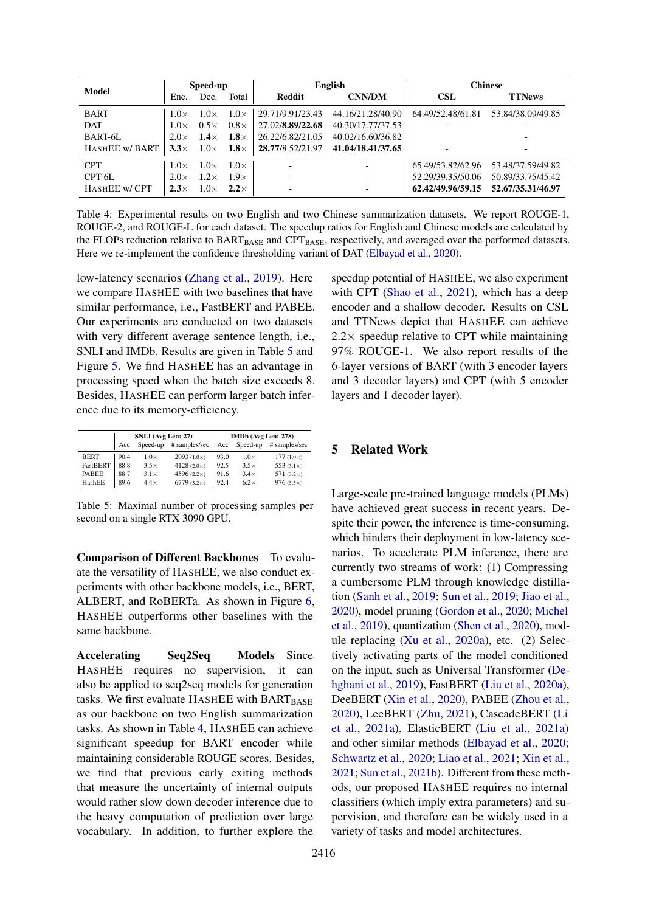| Model | Speed-up | | | English | | Chinese | |
|---|---|---|---|---|---|---|---|
| | Enc. | Dec. | Total | Reddit | CNN/DM | CSL | TTNews |
| BART | 1.0× | 1.0× | 1.0× | 29.71/9.91/23.43 | 44.16/21.28/40.90 | 64.49/52.48/61.81 | 53.84/38.09/49.85 |
| DAT | 1.0× | 0.5× | 0.8× | 27.02/**8.89**/**22.68** | 40.30/17.77/37.53 | - | - |
| BART-6L | 2.0× | **1.4×** | **1.8×** | 26.22/6.82/21.05 | 40.02/16.60/36.82 | - | - |
| HashEE w/ BART | **3.3×** | 1.0× | **1.8×** | **28.77**/8.52/21.97 | **41.04/18.41/37.65** | - | - |
| CPT | 1.0× | 1.0× | 1.0× | - | - | 65.49/53.82/62.96 | 53.48/37.59/49.82 |
| CPT-6L | 2.0× | **1.2×** | 1.9× | - | - | 52.29/39.35/50.06 | 50.89/33.75/45.42 |
| HashEE w/ CPT | **2.3×** | 1.0× | **2.2×** | - | - | **62.42/49.96/59.15** | **52.67/35.31/46.97** |

Table 4: Experimental results on two English and two Chinese summarization datasets. We report ROUGE-1, ROUGE-2, and ROUGE-L for each dataset. The speedup ratios for English and Chinese models are calculated by the FLOPs reduction relative to $\text{BART}_{\text{BASE}}$ and $\text{CPT}_{\text{BASE}}$, respectively, and averaged over the performed datasets. Here we re-implement the confidence thresholding variant of DAT (Elbayad et al., 2020).

low-latency scenarios (Zhang et al., 2019). Here we compare HashEE with two baselines that have similar performance, i.e., FastBERT and PABEE. Our experiments are conducted on two datasets with very different average sentence length, i.e., SNLI and IMDb. Results are given in Table 5 and Figure 5. We find HashEE has an advantage in processing speed when the batch size exceeds 8. Besides, HashEE can perform larger batch inference due to its memory-efficiency.

| | SNLI (Avg Len: 27) | | | IMDb (Avg Len: 278) | | |
|---|---|---|---|---|---|---|
| | Acc | Speed-up | # samples/sec | Acc | Speed-up | # samples/sec |
| BERT | 90.4 | 1.0× | 2093 (1.0×) | 93.0 | 1.0× | 177 (1.0×) |
| FastBERT | 88.8 | 3.5× | 4128 (2.0×) | 92.5 | 3.5× | 553 (3.1×) |
| PABEE | 88.7 | 3.1× | 4596 (2.2×) | 91.6 | 3.4× | 571 (3.2×) |
| HashEE | 89.6 | 4.4× | 6779 (3.2×) | 92.4 | 6.2× | 976 (5.5×) |

Table 5: Maximal number of processing samples per second on a single RTX 3090 GPU.

**Comparison of Different Backbones** To evaluate the versatility of HashEE, we also conduct experiments with other backbone models, i.e., BERT, ALBERT, and RoBERTa. As shown in Figure 6, HashEE outperforms other baselines with the same backbone.

**Accelerating Seq2Seq Models** Since HashEE requires no supervision, it can also be applied to seq2seq models for generation tasks. We first evaluate HashEE with $\text{BART}_{\text{BASE}}$ as our backbone on two English summarization tasks. As shown in Table 4, HashEE can achieve significant speedup for BART encoder while maintaining considerable ROUGE scores. Besides, we find that previous early exiting methods that measure the uncertainty of internal outputs would rather slow down decoder inference due to the heavy computation of prediction over large vocabulary. In addition, to further explore the speedup potential of HashEE, we also experiment with CPT (Shao et al., 2021), which has a deep encoder and a shallow decoder. Results on CSL and TTNews depict that HashEE can achieve 2.2× speedup relative to CPT while maintaining 97% ROUGE-1. We also report results of the 6-layer versions of BART (with 3 encoder layers and 3 decoder layers) and CPT (with 5 encoder layers and 1 decoder layer).

## 5 Related Work

Large-scale pre-trained language models (PLMs) have achieved great success in recent years. Despite their power, the inference is time-consuming, which hinders their deployment in low-latency scenarios. To accelerate PLM inference, there are currently two streams of work: (1) Compressing a cumbersome PLM through knowledge distillation (Sanh et al., 2019; Sun et al., 2019; Jiao et al., 2020), model pruning (Gordon et al., 2020; Michel et al., 2019), quantization (Shen et al., 2020), module replacing (Xu et al., 2020a), etc. (2) Selectively activating parts of the model conditioned on the input, such as Universal Transformer (Dehghani et al., 2019), FastBERT (Liu et al., 2020a), DeeBERT (Xin et al., 2020), PABEE (Zhou et al., 2020), LeeBERT (Zhu, 2021), CascadeBERT (Li et al., 2021a), ElasticBERT (Liu et al., 2021a) and other similar methods (Elbayad et al., 2020; Schwartz et al., 2020; Liao et al., 2021; Xin et al., 2021; Sun et al., 2021b). Different from these methods, our proposed HashEE requires no internal classifiers (which imply extra parameters) and supervision, and therefore can be widely used in a variety of tasks and model architectures.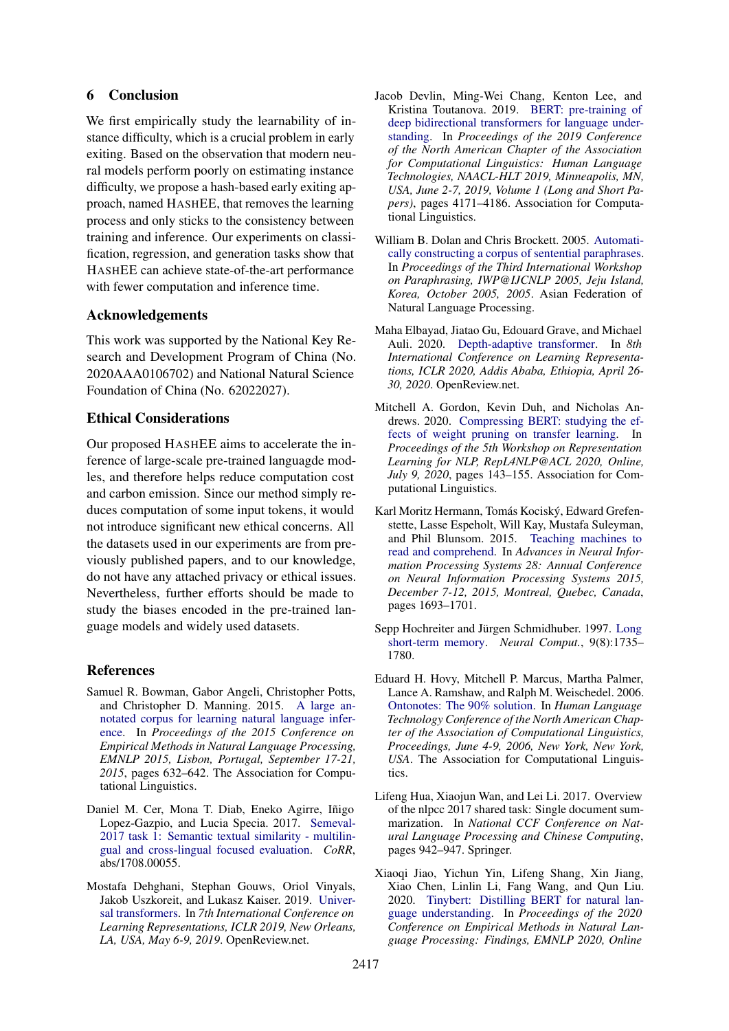## 6 Conclusion

We first empirically study the learnability of instance difficulty, which is a crucial problem in early exiting. Based on the observation that modern neural models perform poorly on estimating instance difficulty, we propose a hash-based early exiting approach, named HASHEE, that removes the learning process and only sticks to the consistency between training and inference. Our experiments on classification, regression, and generation tasks show that HASHEE can achieve state-of-the-art performance with fewer computation and inference time.

## Acknowledgements

This work was supported by the National Key Research and Development Program of China (No. 2020AAA0106702) and National Natural Science Foundation of China (No. 62022027).

## Ethical Considerations

Our proposed HASHEE aims to accelerate the inference of large-scale pre-trained languagde modles, and therefore helps reduce computation cost and carbon emission. Since our method simply reduces computation of some input tokens, it would not introduce significant new ethical concerns. All the datasets used in our experiments are from previously published papers, and to our knowledge, do not have any attached privacy or ethical issues. Nevertheless, further efforts should be made to study the biases encoded in the pre-trained language models and widely used datasets.

## References

Samuel R. Bowman, Gabor Angeli, Christopher Potts, and Christopher D. Manning. 2015. A large annotated corpus for learning natural language inference. In *Proceedings of the 2015 Conference on Empirical Methods in Natural Language Processing, EMNLP 2015, Lisbon, Portugal, September 17-21, 2015*, pages 632–642. The Association for Computational Linguistics.

Daniel M. Cer, Mona T. Diab, Eneko Agirre, Iñigo Lopez-Gazpio, and Lucia Specia. 2017. Semeval-2017 task 1: Semantic textual similarity - multilingual and cross-lingual focused evaluation. *CoRR*, abs/1708.00055.

Mostafa Dehghani, Stephan Gouws, Oriol Vinyals, Jakob Uszkoreit, and Lukasz Kaiser. 2019. Universal transformers. In *7th International Conference on Learning Representations, ICLR 2019, New Orleans, LA, USA, May 6-9, 2019*. OpenReview.net.

Jacob Devlin, Ming-Wei Chang, Kenton Lee, and Kristina Toutanova. 2019. BERT: pre-training of deep bidirectional transformers for language understanding. In *Proceedings of the 2019 Conference of the North American Chapter of the Association for Computational Linguistics: Human Language Technologies, NAACL-HLT 2019, Minneapolis, MN, USA, June 2-7, 2019, Volume 1 (Long and Short Papers)*, pages 4171–4186. Association for Computational Linguistics.

William B. Dolan and Chris Brockett. 2005. Automatically constructing a corpus of sentential paraphrases. In *Proceedings of the Third International Workshop on Paraphrasing, IWP@IJCNLP 2005, Jeju Island, Korea, October 2005, 2005*. Asian Federation of Natural Language Processing.

Maha Elbayad, Jiatao Gu, Edouard Grave, and Michael Auli. 2020. Depth-adaptive transformer. In *8th International Conference on Learning Representations, ICLR 2020, Addis Ababa, Ethiopia, April 26-30, 2020*. OpenReview.net.

Mitchell A. Gordon, Kevin Duh, and Nicholas Andrews. 2020. Compressing BERT: studying the effects of weight pruning on transfer learning. In *Proceedings of the 5th Workshop on Representation Learning for NLP, RepL4NLP@ACL 2020, Online, July 9, 2020*, pages 143–155. Association for Computational Linguistics.

Karl Moritz Hermann, Tomás Kociský, Edward Grefenstette, Lasse Espeholt, Will Kay, Mustafa Suleyman, and Phil Blunsom. 2015. Teaching machines to read and comprehend. In *Advances in Neural Information Processing Systems 28: Annual Conference on Neural Information Processing Systems 2015, December 7-12, 2015, Montreal, Quebec, Canada*, pages 1693–1701.

Sepp Hochreiter and Jürgen Schmidhuber. 1997. Long short-term memory. *Neural Comput.*, 9(8):1735–1780.

Eduard H. Hovy, Mitchell P. Marcus, Martha Palmer, Lance A. Ramshaw, and Ralph M. Weischedel. 2006. Ontonotes: The 90% solution. In *Human Language Technology Conference of the North American Chapter of the Association of Computational Linguistics, Proceedings, June 4-9, 2006, New York, New York, USA*. The Association for Computational Linguistics.

Lifeng Hua, Xiaojun Wan, and Lei Li. 2017. Overview of the nlpcc 2017 shared task: Single document summarization. In *National CCF Conference on Natural Language Processing and Chinese Computing*, pages 942–947. Springer.

Xiaoqi Jiao, Yichun Yin, Lifeng Shang, Xin Jiang, Xiao Chen, Linlin Li, Fang Wang, and Qun Liu. 2020. Tinybert: Distilling BERT for natural language understanding. In *Proceedings of the 2020 Conference on Empirical Methods in Natural Language Processing: Findings, EMNLP 2020, Online*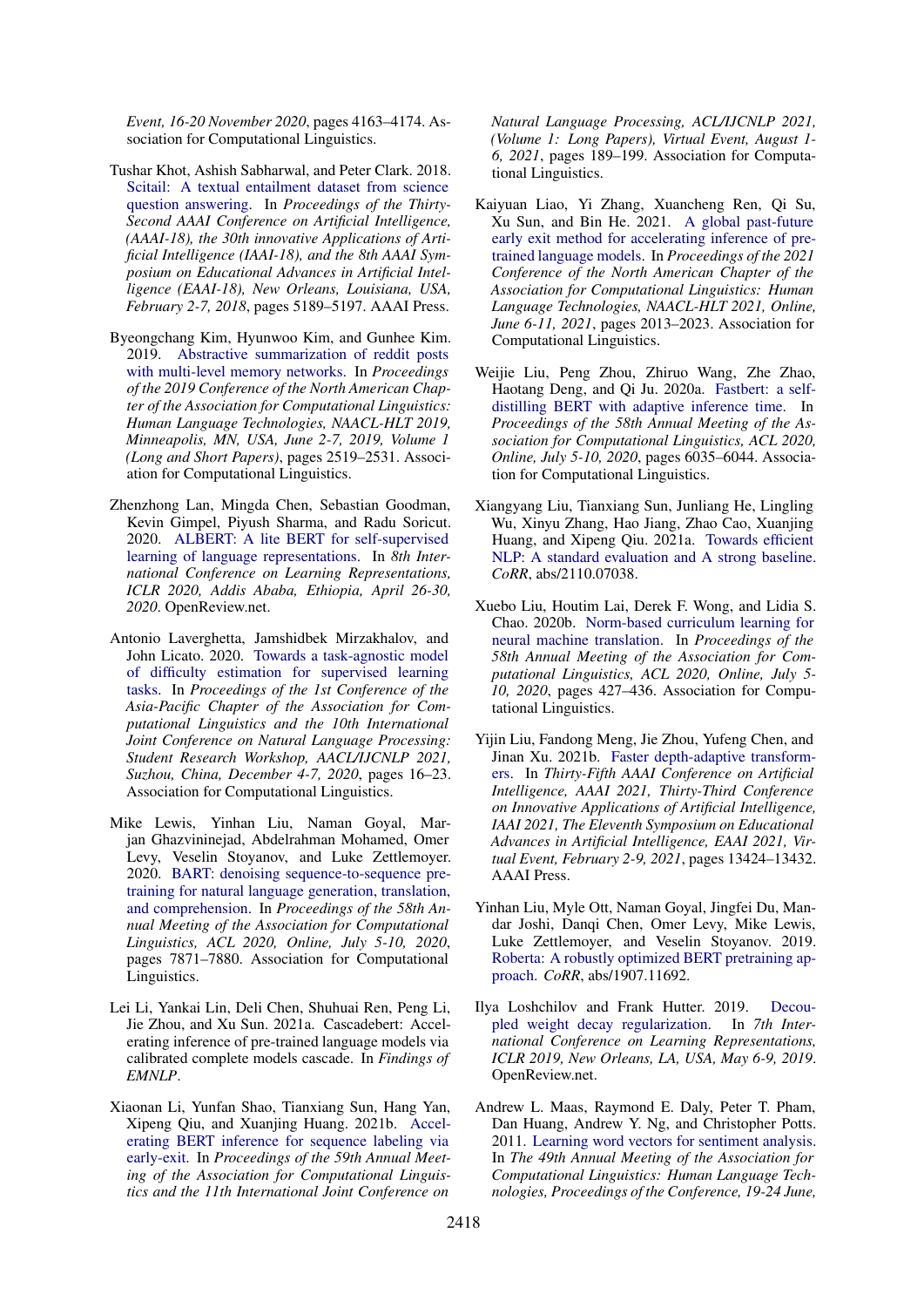*Event, 16-20 November 2020*, pages 4163–4174. Association for Computational Linguistics.

Tushar Khot, Ashish Sabharwal, and Peter Clark. 2018. Scitail: A textual entailment dataset from science question answering. In *Proceedings of the Thirty-Second AAAI Conference on Artificial Intelligence, (AAAI-18), the 30th innovative Applications of Artificial Intelligence (IAAI-18), and the 8th AAAI Symposium on Educational Advances in Artificial Intelligence (EAAI-18), New Orleans, Louisiana, USA, February 2-7, 2018*, pages 5189–5197. AAAI Press.

Byeongchang Kim, Hyunwoo Kim, and Gunhee Kim. 2019. Abstractive summarization of reddit posts with multi-level memory networks. In *Proceedings of the 2019 Conference of the North American Chapter of the Association for Computational Linguistics: Human Language Technologies, NAACL-HLT 2019, Minneapolis, MN, USA, June 2-7, 2019, Volume 1 (Long and Short Papers)*, pages 2519–2531. Association for Computational Linguistics.

Zhenzhong Lan, Mingda Chen, Sebastian Goodman, Kevin Gimpel, Piyush Sharma, and Radu Soricut. 2020. ALBERT: A lite BERT for self-supervised learning of language representations. In *8th International Conference on Learning Representations, ICLR 2020, Addis Ababa, Ethiopia, April 26-30, 2020*. OpenReview.net.

Antonio Laverghetta, Jamshidbek Mirzakhalov, and John Licato. 2020. Towards a task-agnostic model of difficulty estimation for supervised learning tasks. In *Proceedings of the 1st Conference of the Asia-Pacific Chapter of the Association for Computational Linguistics and the 10th International Joint Conference on Natural Language Processing: Student Research Workshop, AACL/IJCNLP 2021, Suzhou, China, December 4-7, 2020*, pages 16–23. Association for Computational Linguistics.

Mike Lewis, Yinhan Liu, Naman Goyal, Marjan Ghazvininejad, Abdelrahman Mohamed, Omer Levy, Veselin Stoyanov, and Luke Zettlemoyer. 2020. BART: denoising sequence-to-sequence pre-training for natural language generation, translation, and comprehension. In *Proceedings of the 58th Annual Meeting of the Association for Computational Linguistics, ACL 2020, Online, July 5-10, 2020*, pages 7871–7880. Association for Computational Linguistics.

Lei Li, Yankai Lin, Deli Chen, Shuhuai Ren, Peng Li, Jie Zhou, and Xu Sun. 2021a. Cascadebert: Accelerating inference of pre-trained language models via calibrated complete models cascade. In *Findings of EMNLP*.

Xiaonan Li, Yunfan Shao, Tianxiang Sun, Hang Yan, Xipeng Qiu, and Xuanjing Huang. 2021b. Accelerating BERT inference for sequence labeling via early-exit. In *Proceedings of the 59th Annual Meeting of the Association for Computational Linguistics and the 11th International Joint Conference on Natural Language Processing, ACL/IJCNLP 2021, (Volume 1: Long Papers), Virtual Event, August 1-6, 2021*, pages 189–199. Association for Computational Linguistics.

Kaiyuan Liao, Yi Zhang, Xuancheng Ren, Qi Su, Xu Sun, and Bin He. 2021. A global past-future early exit method for accelerating inference of pre-trained language models. In *Proceedings of the 2021 Conference of the North American Chapter of the Association for Computational Linguistics: Human Language Technologies, NAACL-HLT 2021, Online, June 6-11, 2021*, pages 2013–2023. Association for Computational Linguistics.

Weijie Liu, Peng Zhou, Zhiruo Wang, Zhe Zhao, Haotang Deng, and Qi Ju. 2020a. Fastbert: a self-distilling BERT with adaptive inference time. In *Proceedings of the 58th Annual Meeting of the Association for Computational Linguistics, ACL 2020, Online, July 5-10, 2020*, pages 6035–6044. Association for Computational Linguistics.

Xiangyang Liu, Tianxiang Sun, Junliang He, Lingling Wu, Xinyu Zhang, Hao Jiang, Zhao Cao, Xuanjing Huang, and Xipeng Qiu. 2021a. Towards efficient NLP: A standard evaluation and A strong baseline. *CoRR*, abs/2110.07038.

Xuebo Liu, Houtim Lai, Derek F. Wong, and Lidia S. Chao. 2020b. Norm-based curriculum learning for neural machine translation. In *Proceedings of the 58th Annual Meeting of the Association for Computational Linguistics, ACL 2020, Online, July 5-10, 2020*, pages 427–436. Association for Computational Linguistics.

Yijin Liu, Fandong Meng, Jie Zhou, Yufeng Chen, and Jinan Xu. 2021b. Faster depth-adaptive transformers. In *Thirty-Fifth AAAI Conference on Artificial Intelligence, AAAI 2021, Thirty-Third Conference on Innovative Applications of Artificial Intelligence, IAAI 2021, The Eleventh Symposium on Educational Advances in Artificial Intelligence, EAAI 2021, Virtual Event, February 2-9, 2021*, pages 13424–13432. AAAI Press.

Yinhan Liu, Myle Ott, Naman Goyal, Jingfei Du, Mandar Joshi, Danqi Chen, Omer Levy, Mike Lewis, Luke Zettlemoyer, and Veselin Stoyanov. 2019. Roberta: A robustly optimized BERT pretraining approach. *CoRR*, abs/1907.11692.

Ilya Loshchilov and Frank Hutter. 2019. Decoupled weight decay regularization. In *7th International Conference on Learning Representations, ICLR 2019, New Orleans, LA, USA, May 6-9, 2019*. OpenReview.net.

Andrew L. Maas, Raymond E. Daly, Peter T. Pham, Dan Huang, Andrew Y. Ng, and Christopher Potts. 2011. Learning word vectors for sentiment analysis. In *The 49th Annual Meeting of the Association for Computational Linguistics: Human Language Technologies, Proceedings of the Conference, 19-24 June,*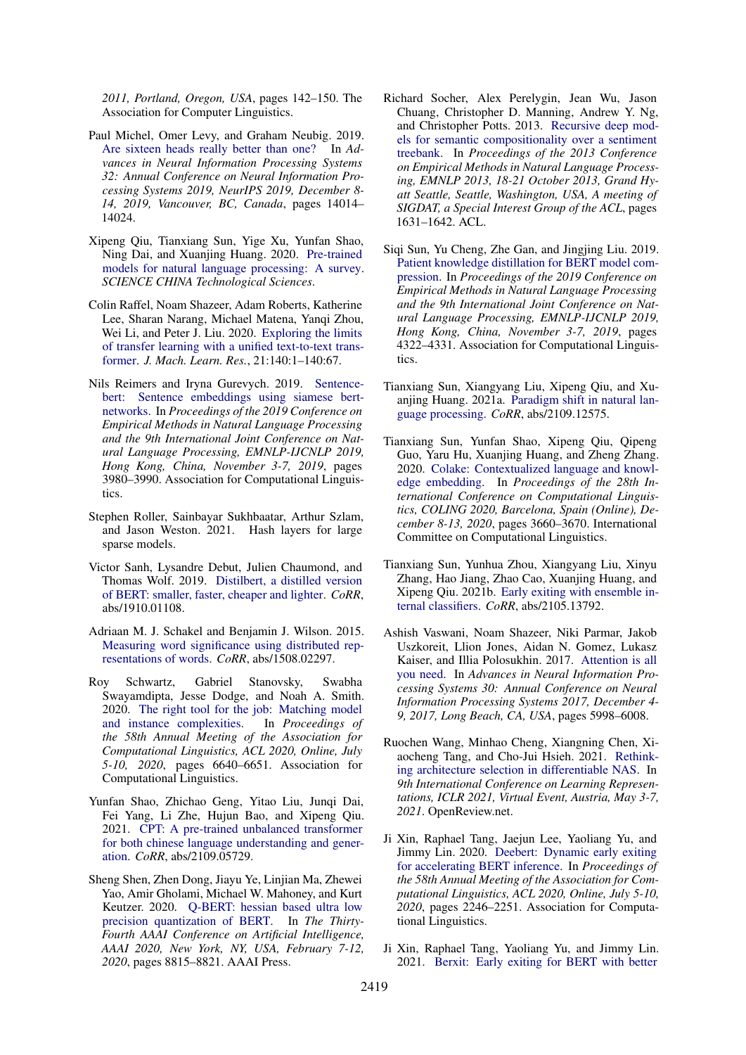2011, Portland, Oregon, USA, pages 142–150. The Association for Computer Linguistics.

Paul Michel, Omer Levy, and Graham Neubig. 2019. Are sixteen heads really better than one? In *Advances in Neural Information Processing Systems 32: Annual Conference on Neural Information Processing Systems 2019, NeurIPS 2019, December 8-14, 2019, Vancouver, BC, Canada*, pages 14014–14024.

Xipeng Qiu, Tianxiang Sun, Yige Xu, Yunfan Shao, Ning Dai, and Xuanjing Huang. 2020. Pre-trained models for natural language processing: A survey. *SCIENCE CHINA Technological Sciences*.

Colin Raffel, Noam Shazeer, Adam Roberts, Katherine Lee, Sharan Narang, Michael Matena, Yanqi Zhou, Wei Li, and Peter J. Liu. 2020. Exploring the limits of transfer learning with a unified text-to-text transformer. *J. Mach. Learn. Res.*, 21:140:1–140:67.

Nils Reimers and Iryna Gurevych. 2019. Sentence-bert: Sentence embeddings using siamese bert-networks. In *Proceedings of the 2019 Conference on Empirical Methods in Natural Language Processing and the 9th International Joint Conference on Natural Language Processing, EMNLP-IJCNLP 2019, Hong Kong, China, November 3-7, 2019*, pages 3980–3990. Association for Computational Linguistics.

Stephen Roller, Sainbayar Sukhbaatar, Arthur Szlam, and Jason Weston. 2021. Hash layers for large sparse models.

Victor Sanh, Lysandre Debut, Julien Chaumond, and Thomas Wolf. 2019. Distilbert, a distilled version of BERT: smaller, faster, cheaper and lighter. *CoRR*, abs/1910.01108.

Adriaan M. J. Schakel and Benjamin J. Wilson. 2015. Measuring word significance using distributed representations of words. *CoRR*, abs/1508.02297.

Roy Schwartz, Gabriel Stanovsky, Swabha Swayamdipta, Jesse Dodge, and Noah A. Smith. 2020. The right tool for the job: Matching model and instance complexities. In *Proceedings of the 58th Annual Meeting of the Association for Computational Linguistics, ACL 2020, Online, July 5-10, 2020*, pages 6640–6651. Association for Computational Linguistics.

Yunfan Shao, Zhichao Geng, Yitao Liu, Junqi Dai, Fei Yang, Li Zhe, Hujun Bao, and Xipeng Qiu. 2021. CPT: A pre-trained unbalanced transformer for both chinese language understanding and generation. *CoRR*, abs/2109.05729.

Sheng Shen, Zhen Dong, Jiayu Ye, Linjian Ma, Zhewei Yao, Amir Gholami, Michael W. Mahoney, and Kurt Keutzer. 2020. Q-BERT: hessian based ultra low precision quantization of BERT. In *The Thirty-Fourth AAAI Conference on Artificial Intelligence, AAAI 2020, New York, NY, USA, February 7-12, 2020*, pages 8815–8821. AAAI Press.

Richard Socher, Alex Perelygin, Jean Wu, Jason Chuang, Christopher D. Manning, Andrew Y. Ng, and Christopher Potts. 2013. Recursive deep models for semantic compositionality over a sentiment treebank. In *Proceedings of the 2013 Conference on Empirical Methods in Natural Language Processing, EMNLP 2013, 18-21 October 2013, Grand Hyatt Seattle, Seattle, Washington, USA, A meeting of SIGDAT, a Special Interest Group of the ACL*, pages 1631–1642. ACL.

Siqi Sun, Yu Cheng, Zhe Gan, and Jingjing Liu. 2019. Patient knowledge distillation for BERT model compression. In *Proceedings of the 2019 Conference on Empirical Methods in Natural Language Processing and the 9th International Joint Conference on Natural Language Processing, EMNLP-IJCNLP 2019, Hong Kong, China, November 3-7, 2019*, pages 4322–4331. Association for Computational Linguistics.

Tianxiang Sun, Xiangyang Liu, Xipeng Qiu, and Xuanjing Huang. 2021a. Paradigm shift in natural language processing. *CoRR*, abs/2109.12575.

Tianxiang Sun, Yunfan Shao, Xipeng Qiu, Qipeng Guo, Yaru Hu, Xuanjing Huang, and Zheng Zhang. 2020. Colake: Contextualized language and knowledge embedding. In *Proceedings of the 28th International Conference on Computational Linguistics, COLING 2020, Barcelona, Spain (Online), December 8-13, 2020*, pages 3660–3670. International Committee on Computational Linguistics.

Tianxiang Sun, Yunhua Zhou, Xiangyang Liu, Xinyu Zhang, Hao Jiang, Zhao Cao, Xuanjing Huang, and Xipeng Qiu. 2021b. Early exiting with ensemble internal classifiers. *CoRR*, abs/2105.13792.

Ashish Vaswani, Noam Shazeer, Niki Parmar, Jakob Uszkoreit, Llion Jones, Aidan N. Gomez, Lukasz Kaiser, and Illia Polosukhin. 2017. Attention is all you need. In *Advances in Neural Information Processing Systems 30: Annual Conference on Neural Information Processing Systems 2017, December 4-9, 2017, Long Beach, CA, USA*, pages 5998–6008.

Ruochen Wang, Minhao Cheng, Xiangning Chen, Xiaocheng Tang, and Cho-Jui Hsieh. 2021. Rethinking architecture selection in differentiable NAS. In *9th International Conference on Learning Representations, ICLR 2021, Virtual Event, Austria, May 3-7, 2021*. OpenReview.net.

Ji Xin, Raphael Tang, Jaejun Lee, Yaoliang Yu, and Jimmy Lin. 2020. Deebert: Dynamic early exiting for accelerating BERT inference. In *Proceedings of the 58th Annual Meeting of the Association for Computational Linguistics, ACL 2020, Online, July 5-10, 2020*, pages 2246–2251. Association for Computational Linguistics.

Ji Xin, Raphael Tang, Yaoliang Yu, and Jimmy Lin. 2021. Berxit: Early exiting for BERT with better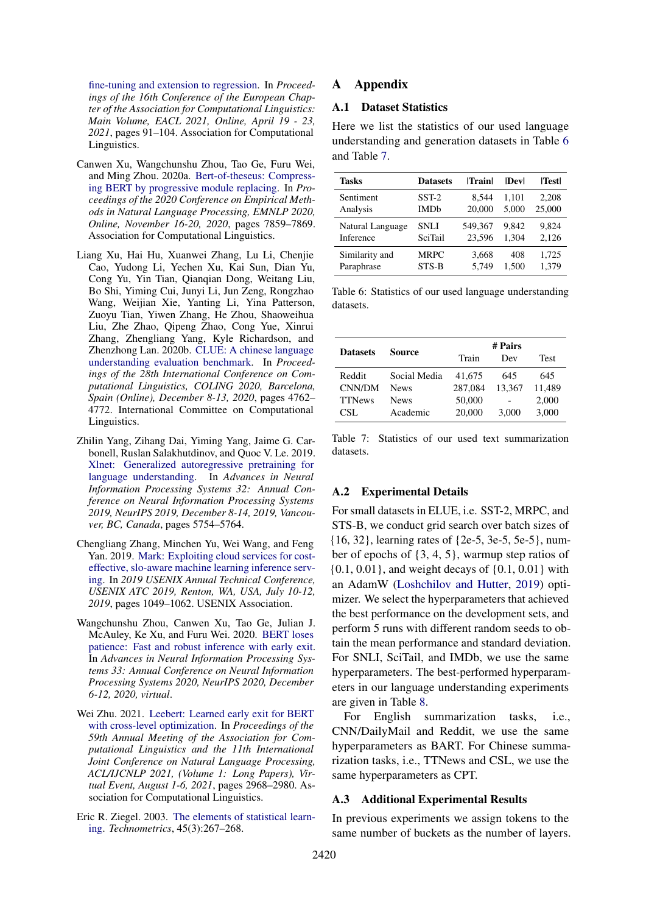fine-tuning and extension to regression. In *Proceedings of the 16th Conference of the European Chapter of the Association for Computational Linguistics: Main Volume, EACL 2021, Online, April 19 - 23, 2021*, pages 91–104. Association for Computational Linguistics.

Canwen Xu, Wangchunshu Zhou, Tao Ge, Furu Wei, and Ming Zhou. 2020a. Bert-of-theseus: Compressing BERT by progressive module replacing. In *Proceedings of the 2020 Conference on Empirical Methods in Natural Language Processing, EMNLP 2020, Online, November 16-20, 2020*, pages 7859–7869. Association for Computational Linguistics.

Liang Xu, Hai Hu, Xuanwei Zhang, Lu Li, Chenjie Cao, Yudong Li, Yechen Xu, Kai Sun, Dian Yu, Cong Yu, Yin Tian, Qianqian Dong, Weitang Liu, Bo Shi, Yiming Cui, Junyi Li, Jun Zeng, Rongzhao Wang, Weijian Xie, Yanting Li, Yina Patterson, Zuoyu Tian, Yiwen Zhang, He Zhou, Shaoweihua Liu, Zhe Zhao, Qipeng Zhao, Cong Yue, Xinrui Zhang, Zhengliang Yang, Kyle Richardson, and Zhenzhong Lan. 2020b. CLUE: A chinese language understanding evaluation benchmark. In *Proceedings of the 28th International Conference on Computational Linguistics, COLING 2020, Barcelona, Spain (Online), December 8-13, 2020*, pages 4762–4772. International Committee on Computational Linguistics.

Zhilin Yang, Zihang Dai, Yiming Yang, Jaime G. Carbonell, Ruslan Salakhutdinov, and Quoc V. Le. 2019. Xlnet: Generalized autoregressive pretraining for language understanding. In *Advances in Neural Information Processing Systems 32: Annual Conference on Neural Information Processing Systems 2019, NeurIPS 2019, December 8-14, 2019, Vancouver, BC, Canada*, pages 5754–5764.

Chengliang Zhang, Minchen Yu, Wei Wang, and Feng Yan. 2019. Mark: Exploiting cloud services for cost-effective, slo-aware machine learning inference serving. In *2019 USENIX Annual Technical Conference, USENIX ATC 2019, Renton, WA, USA, July 10-12, 2019*, pages 1049–1062. USENIX Association.

Wangchunshu Zhou, Canwen Xu, Tao Ge, Julian J. McAuley, Ke Xu, and Furu Wei. 2020. BERT loses patience: Fast and robust inference with early exit. In *Advances in Neural Information Processing Systems 33: Annual Conference on Neural Information Processing Systems 2020, NeurIPS 2020, December 6-12, 2020, virtual*.

Wei Zhu. 2021. Leebert: Learned early exit for BERT with cross-level optimization. In *Proceedings of the 59th Annual Meeting of the Association for Computational Linguistics and the 11th International Joint Conference on Natural Language Processing, ACL/IJCNLP 2021, (Volume 1: Long Papers), Virtual Event, August 1-6, 2021*, pages 2968–2980. Association for Computational Linguistics.

Eric R. Ziegel. 2003. The elements of statistical learning. *Technometrics*, 45(3):267–268.

# A Appendix

## A.1 Dataset Statistics

Here we list the statistics of our used language understanding and generation datasets in Table 6 and Table 7.

| Tasks | Datasets | \|Train\| | \|Dev\| | \|Test\| |
|---|---|---|---|---|
| Sentiment Analysis | SST-2 | 8,544 | 1,101 | 2,208 |
| | IMDb | 20,000 | 5,000 | 25,000 |
| Natural Language Inference | SNLI | 549,367 | 9,842 | 9,824 |
| | SciTail | 23,596 | 1,304 | 2,126 |
| Similarity and Paraphrase | MRPC | 3,668 | 408 | 1,725 |
| | STS-B | 5,749 | 1,500 | 1,379 |

Table 6: Statistics of our used language understanding datasets.

| Datasets | Source | # Pairs | | |
|---|---|---|---|---|
| | | Train | Dev | Test |
| Reddit | Social Media | 41,675 | 645 | 645 |
| CNN/DM | News | 287,084 | 13,367 | 11,489 |
| TTNews | News | 50,000 | - | 2,000 |
| CSL | Academic | 20,000 | 3,000 | 3,000 |

Table 7: Statistics of our used text summarization datasets.

## A.2 Experimental Details

For small datasets in ELUE, i.e. SST-2, MRPC, and STS-B, we conduct grid search over batch sizes of {16, 32}, learning rates of {2e-5, 3e-5, 5e-5}, number of epochs of {3, 4, 5}, warmup step ratios of {0.1, 0.01}, and weight decays of {0.1, 0.01} with an AdamW (Loshchilov and Hutter, 2019) optimizer. We select the hyperparameters that achieved the best performance on the development sets, and perform 5 runs with different random seeds to obtain the mean performance and standard deviation. For SNLI, SciTail, and IMDb, we use the same hyperparameters. The best-performed hyperparameters in our language understanding experiments are given in Table 8.

For English summarization tasks, i.e., CNN/DailyMail and Reddit, we use the same hyperparameters as BART. For Chinese summarization tasks, i.e., TTNews and CSL, we use the same hyperparameters as CPT.

## A.3 Additional Experimental Results

In previous experiments we assign tokens to the same number of buckets as the number of layers.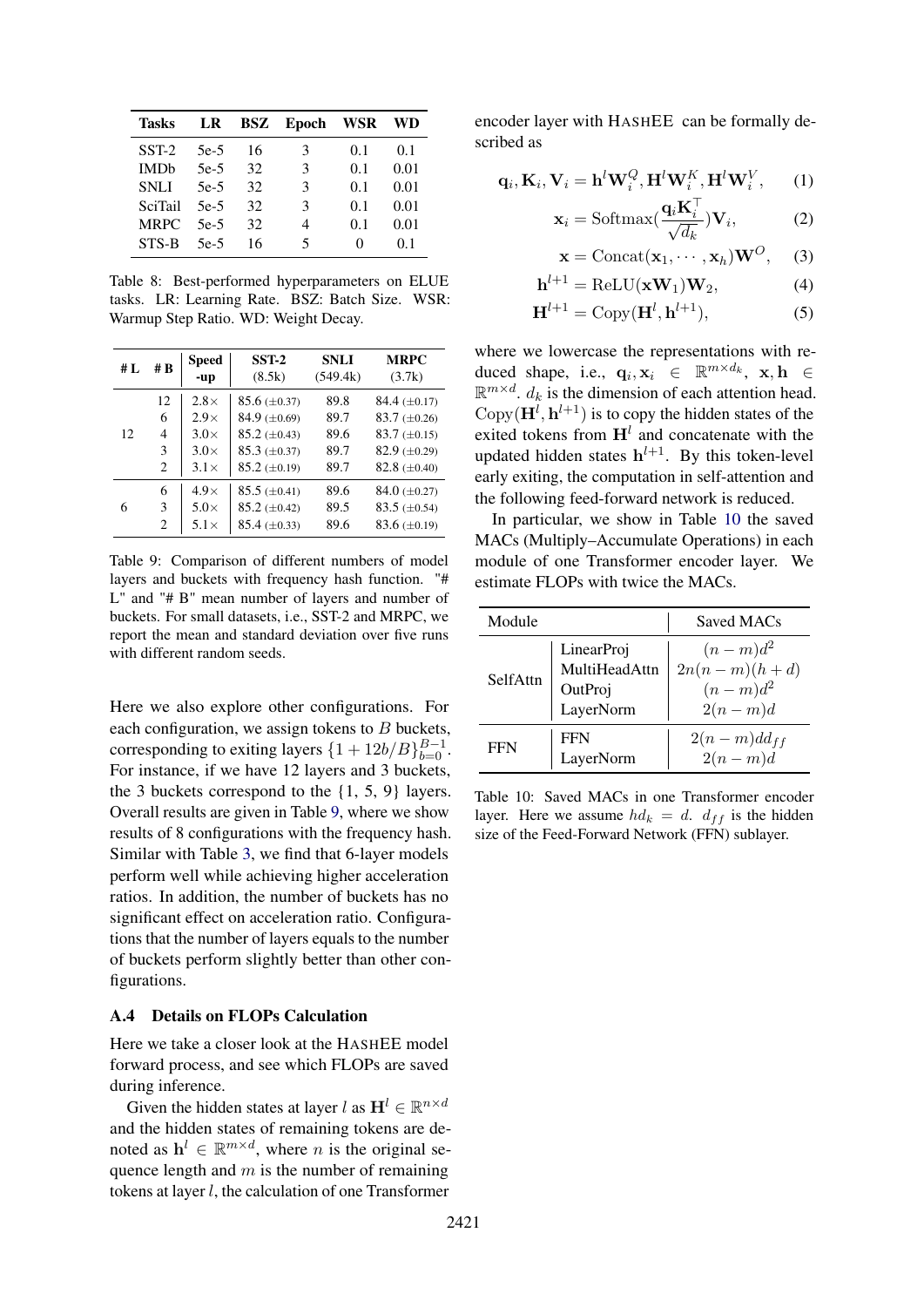| Tasks | LR | BSZ | Epoch | WSR | WD |
|---|---|---|---|---|---|
| SST-2 | 5e-5 | 16 | 3 | 0.1 | 0.1 |
| IMDb | 5e-5 | 32 | 3 | 0.1 | 0.01 |
| SNLI | 5e-5 | 32 | 3 | 0.1 | 0.01 |
| SciTail | 5e-5 | 32 | 3 | 0.1 | 0.01 |
| MRPC | 5e-5 | 32 | 4 | 0.1 | 0.01 |
| STS-B | 5e-5 | 16 | 5 | 0 | 0.1 |

Table 8: Best-performed hyperparameters on ELUE tasks. LR: Learning Rate. BSZ: Batch Size. WSR: Warmup Step Ratio. WD: Weight Decay.

| # L | # B | Speed -up | SST-2 (8.5k) | SNLI (549.4k) | MRPC (3.7k) |
|---|---|---|---|---|---|
| 12 | 12 | 2.8× | 85.6 (±0.37) | 89.8 | 84.4 (±0.17) |
| | 6 | 2.9× | 84.9 (±0.69) | 89.7 | 83.7 (±0.26) |
| | 4 | 3.0× | 85.2 (±0.43) | 89.6 | 83.7 (±0.15) |
| | 3 | 3.0× | 85.3 (±0.37) | 89.7 | 82.9 (±0.29) |
| | 2 | 3.1× | 85.2 (±0.19) | 89.7 | 82.8 (±0.40) |
| 6 | 6 | 4.9× | 85.5 (±0.41) | 89.6 | 84.0 (±0.27) |
| | 3 | 5.0× | 85.2 (±0.42) | 89.5 | 83.5 (±0.54) |
| | 2 | 5.1× | 85.4 (±0.33) | 89.6 | 83.6 (±0.19) |

Table 9: Comparison of different numbers of model layers and buckets with frequency hash function. "# L" and "# B" mean number of layers and number of buckets. For small datasets, i.e., SST-2 and MRPC, we report the mean and standard deviation over five runs with different random seeds.

Here we also explore other configurations. For each configuration, we assign tokens to $B$ buckets, corresponding to exiting layers $\{1 + 12b/B\}_{b=0}^{B-1}$. For instance, if we have 12 layers and 3 buckets, the 3 buckets correspond to the {1, 5, 9} layers. Overall results are given in Table 9, where we show results of 8 configurations with the frequency hash. Similar with Table 3, we find that 6-layer models perform well while achieving higher acceleration ratios. In addition, the number of buckets has no significant effect on acceleration ratio. Configurations that the number of layers equals to the number of buckets perform slightly better than other configurations.

### A.4 Details on FLOPs Calculation

Here we take a closer look at the HASHEE model forward process, and see which FLOPs are saved during inference.

Given the hidden states at layer $l$ as $\mathbf{H}^l \in \mathbb{R}^{n\times d}$ and the hidden states of remaining tokens are denoted as $\mathbf{h}^l \in \mathbb{R}^{m\times d}$, where $n$ is the original sequence length and $m$ is the number of remaining tokens at layer $l$, the calculation of one Transformer encoder layer with HASHEE can be formally described as

$$\mathbf{q}_i, \mathbf{K}_i, \mathbf{V}_i = \mathbf{h}^l\mathbf{W}_i^Q, \mathbf{H}^l\mathbf{W}_i^K, \mathbf{H}^l\mathbf{W}_i^V, \quad (1)$$

$$\mathbf{x}_i = \mathrm{Softmax}(\frac{\mathbf{q}_i\mathbf{K}_i^\top}{\sqrt{d_k}})\mathbf{V}_i, \quad (2)$$

$$\mathbf{x} = \mathrm{Concat}(\mathbf{x}_1, \cdots, \mathbf{x}_h)\mathbf{W}^O, \quad (3)$$

$$\mathbf{h}^{l+1} = \mathrm{ReLU}(\mathbf{x}\mathbf{W}_1)\mathbf{W}_2, \quad (4)$$

$$\mathbf{H}^{l+1} = \mathrm{Copy}(\mathbf{H}^l, \mathbf{h}^{l+1}), \quad (5)$$

where we lowercase the representations with reduced shape, i.e., $\mathbf{q}_i, \mathbf{x}_i \in \mathbb{R}^{m\times d_k}$, $\mathbf{x}, \mathbf{h} \in \mathbb{R}^{m\times d}$. $d_k$ is the dimension of each attention head. $\mathrm{Copy}(\mathbf{H}^l, \mathbf{h}^{l+1})$ is to copy the hidden states of the exited tokens from $\mathbf{H}^l$ and concatenate with the updated hidden states $\mathbf{h}^{l+1}$. By this token-level early exiting, the computation in self-attention and the following feed-forward network is reduced.

In particular, we show in Table 10 the saved MACs (Multiply–Accumulate Operations) in each module of one Transformer encoder layer. We estimate FLOPs with twice the MACs.

| Module | | Saved MACs |
|---|---|---|
| SelfAttn | LinearProj | $(n-m)d^2$ |
| | MultiHeadAttn | $2n(n-m)(h+d)$ |
| | OutProj | $(n-m)d^2$ |
| | LayerNorm | $2(n-m)d$ |
| FFN | FFN | $2(n-m)dd_{ff}$ |
| | LayerNorm | $2(n-m)d$ |

Table 10: Saved MACs in one Transformer encoder layer. Here we assume $hd_k = d$. $d_{ff}$ is the hidden size of the Feed-Forward Network (FFN) sublayer.